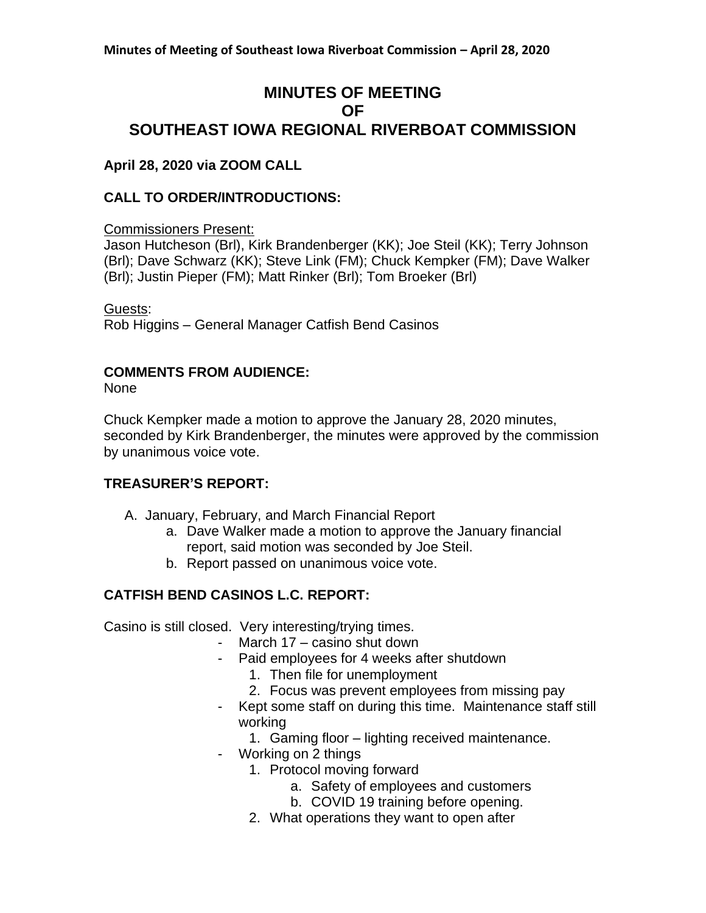# MINUTES OF MEETING
# OF
# SOUTHEAST IOWA REGIONAL RIVERBOAT COMMISSION

**April 28, 2020 via ZOOM CALL**

**CALL TO ORDER/INTRODUCTIONS:**

Commissioners Present:
Jason Hutcheson (Brl), Kirk Brandenberger (KK); Joe Steil (KK); Terry Johnson (Brl); Dave Schwarz (KK); Steve Link (FM); Chuck Kempker (FM); Dave Walker (Brl); Justin Pieper (FM); Matt Rinker (Brl); Tom Broeker (Brl)

Guests:
Rob Higgins – General Manager Catfish Bend Casinos

**COMMENTS FROM AUDIENCE:**
None

Chuck Kempker made a motion to approve the January 28, 2020 minutes, seconded by Kirk Brandenberger, the minutes were approved by the commission by unanimous voice vote.

**TREASURER'S REPORT:**

A. January, February, and March Financial Report
   a. Dave Walker made a motion to approve the January financial report, said motion was seconded by Joe Steil.
   b. Report passed on unanimous voice vote.

**CATFISH BEND CASINOS L.C. REPORT:**

Casino is still closed. Very interesting/trying times.

- March 17 – casino shut down
- Paid employees for 4 weeks after shutdown
  1. Then file for unemployment
  2. Focus was prevent employees from missing pay
- Kept some staff on during this time. Maintenance staff still working
  1. Gaming floor – lighting received maintenance.
- Working on 2 things
  1. Protocol moving forward
     a. Safety of employees and customers
     b. COVID 19 training before opening.
  2. What operations they want to open after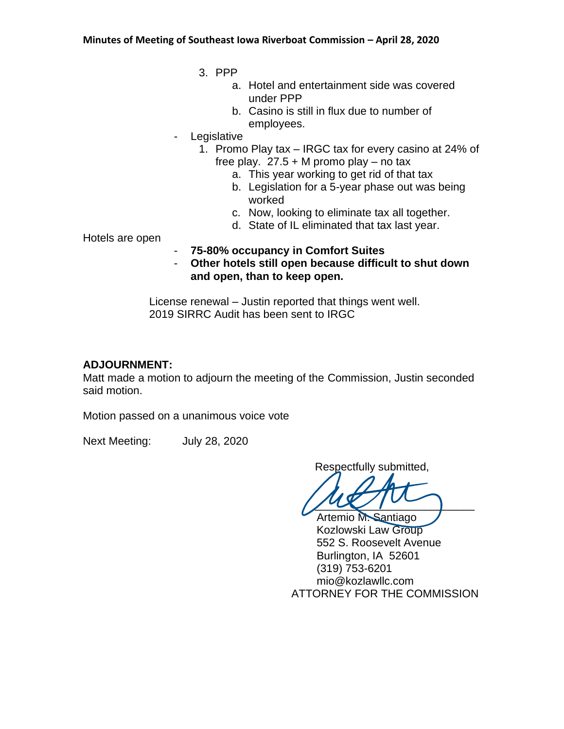3. PPP
    a. Hotel and entertainment side was covered under PPP
    b. Casino is still in flux due to number of employees.

- Legislative
    1. Promo Play tax – IRGC tax for every casino at 24% of free play. 27.5 + M promo play – no tax
        a. This year working to get rid of that tax
        b. Legislation for a 5-year phase out was being worked
        c. Now, looking to eliminate tax all together.
        d. State of IL eliminated that tax last year.

Hotels are open

- **75-80% occupancy in Comfort Suites**
- **Other hotels still open because difficult to shut down and open, than to keep open.**

License renewal – Justin reported that things went well.
2019 SIRRC Audit has been sent to IRGC

**ADJOURNMENT:**
Matt made a motion to adjourn the meeting of the Commission, Justin seconded said motion.

Motion passed on a unanimous voice vote

Next Meeting: July 28, 2020

Respectfully submitted,

Artemio M. Santiago
Kozlowski Law Group
552 S. Roosevelt Avenue
Burlington, IA 52601
(319) 753-6201
mio@kozlawllc.com
ATTORNEY FOR THE COMMISSION